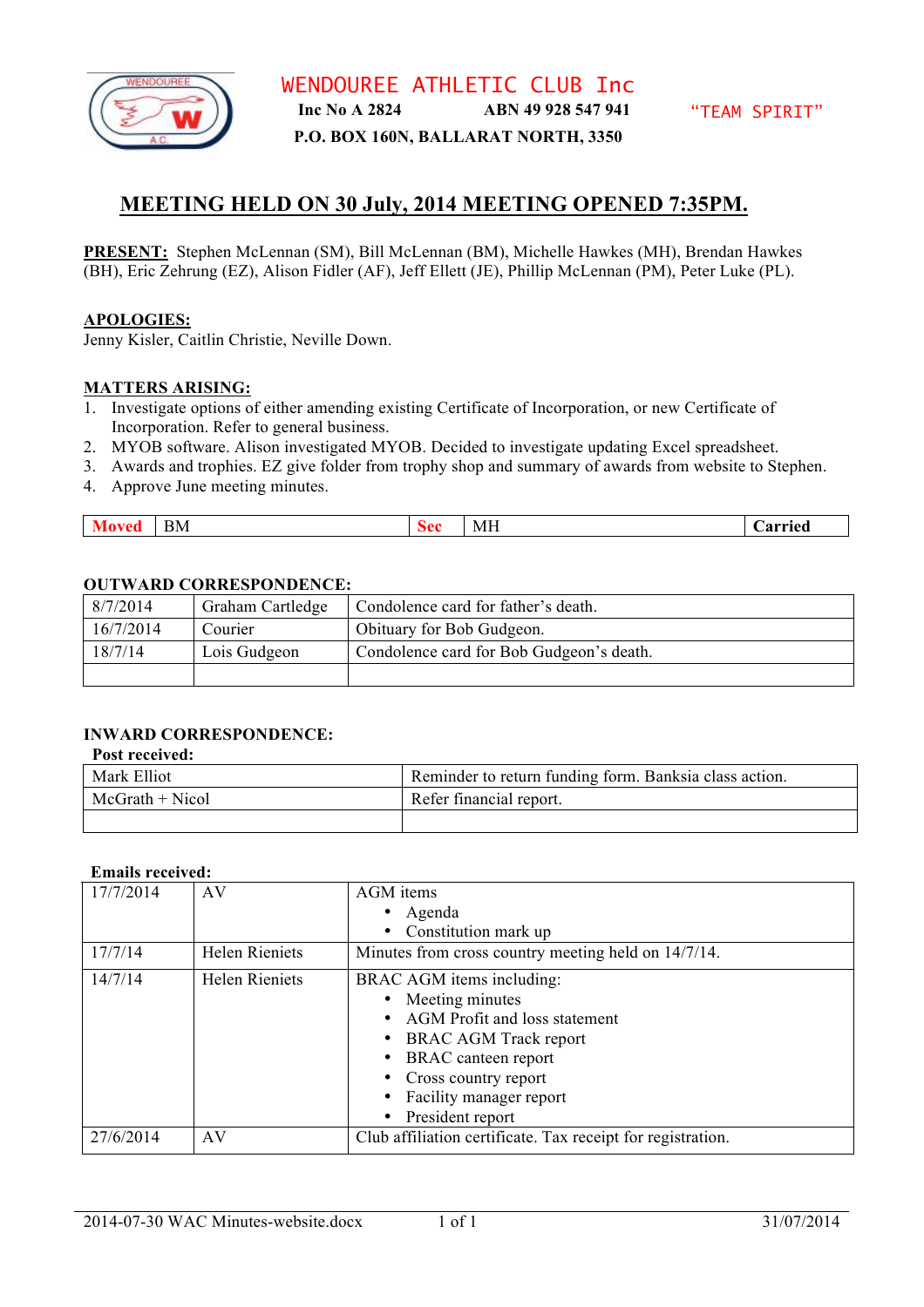# WENDOUREE ATHLETIC CLUB Inc

**Inc No A 2824 ABN 49 928 547 941**

"TEAM SPIRIT"

**P.O. BOX 160N, BALLARAT NORTH, 3350**

## MEETING HELD ON 30 July, 2014 MEETING OPENED 7:35PM.

**PRESENT:** Stephen McLennan (SM), Bill McLennan (BM), Michelle Hawkes (MH), Brendan Hawkes (BH), Eric Zehrung (EZ), Alison Fidler (AF), Jeff Ellett (JE), Phillip McLennan (PM), Peter Luke (PL).

**APOLOGIES:**
Jenny Kisler, Caitlin Christie, Neville Down.

**MATTERS ARISING:**

1. Investigate options of either amending existing Certificate of Incorporation, or new Certificate of Incorporation. Refer to general business.
2. MYOB software. Alison investigated MYOB. Decided to investigate updating Excel spreadsheet.
3. Awards and trophies. EZ give folder from trophy shop and summary of awards from website to Stephen.
4. Approve June meeting minutes.

| Moved | BM | Sec | MH | Carried |
|---|---|---|---|---|

**OUTWARD CORRESPONDENCE:**

| | | |
|---|---|---|
| 8/7/2014 | Graham Cartledge | Condolence card for father's death. |
| 16/7/2014 | Courier | Obituary for Bob Gudgeon. |
| 18/7/14 | Lois Gudgeon | Condolence card for Bob Gudgeon's death. |
| | | |

**INWARD CORRESPONDENCE:**

**Post received:**

| | |
|---|---|
| Mark Elliot | Reminder to return funding form. Banksia class action. |
| McGrath + Nicol | Refer financial report. |
| | |

**Emails received:**

| | | |
|---|---|---|
| 17/7/2014 | AV | AGM items<br>• Agenda<br>• Constitution mark up |
| 17/7/14 | Helen Rieniets | Minutes from cross country meeting held on 14/7/14. |
| 14/7/14 | Helen Rieniets | BRAC AGM items including:<br>• Meeting minutes<br>• AGM Profit and loss statement<br>• BRAC AGM Track report<br>• BRAC canteen report<br>• Cross country report<br>• Facility manager report<br>• President report |
| 27/6/2014 | AV | Club affiliation certificate. Tax receipt for registration. |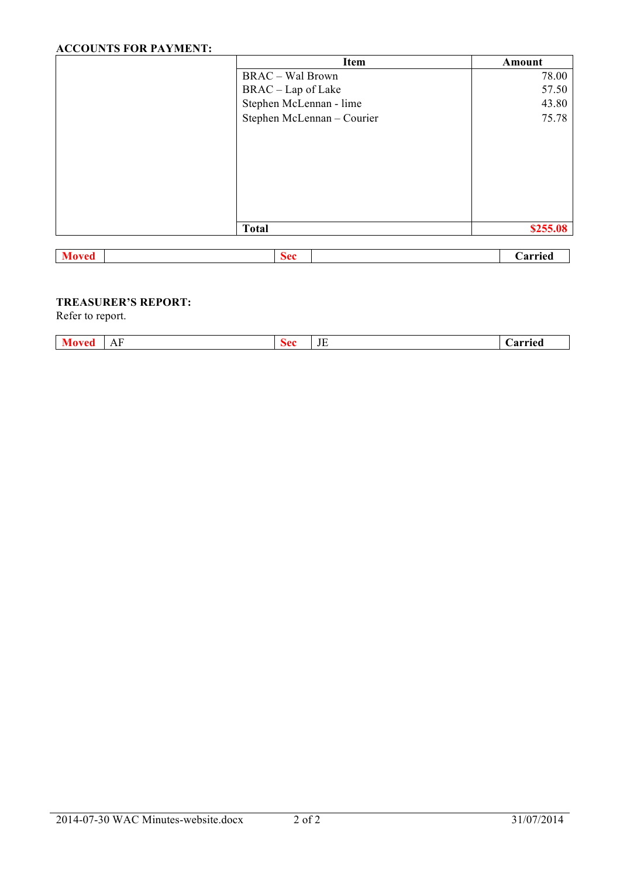**ACCOUNTS FOR PAYMENT:**

| | Item | Amount |
|---|---|---|
| | BRAC – Wal Brown | 78.00 |
| | BRAC – Lap of Lake | 57.50 |
| | Stephen McLennan - lime | 43.80 |
| | Stephen McLennan – Courier | 75.78 |
| | **Total** | **$255.08** |

| **Moved** | | **Sec** | | **Carried** |
|---|---|---|---|---|

**TREASURER'S REPORT:**

Refer to report.

| **Moved** | AF | **Sec** | JE | **Carried** |
|---|---|---|---|---|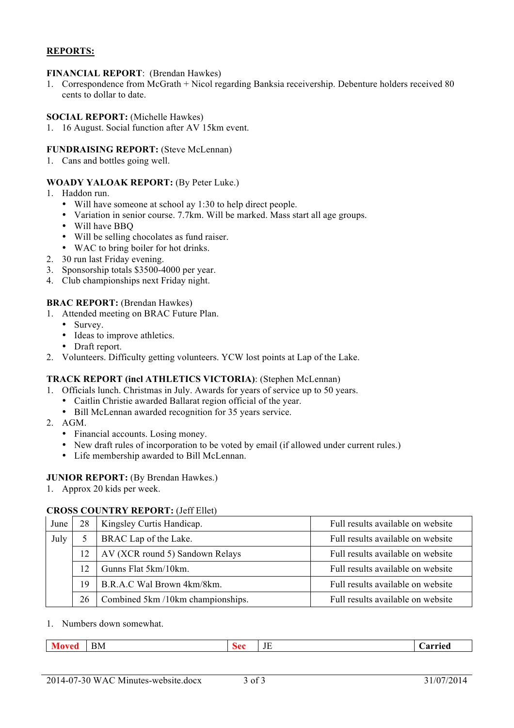**REPORTS:**

**FINANCIAL REPORT**: (Brendan Hawkes)

1. Correspondence from McGrath + Nicol regarding Banksia receivership. Debenture holders received 80 cents to dollar to date.

**SOCIAL REPORT:** (Michelle Hawkes)

1. 16 August. Social function after AV 15km event.

**FUNDRAISING REPORT:** (Steve McLennan)

1. Cans and bottles going well.

**WOADY YALOAK REPORT:** (By Peter Luke.)

1. Haddon run.
   - Will have someone at school ay 1:30 to help direct people.
   - Variation in senior course. 7.7km. Will be marked. Mass start all age groups.
   - Will have BBQ
   - Will be selling chocolates as fund raiser.
   - WAC to bring boiler for hot drinks.
2. 30 run last Friday evening.
3. Sponsorship totals $3500-4000 per year.
4. Club championships next Friday night.

**BRAC REPORT:** (Brendan Hawkes)

1. Attended meeting on BRAC Future Plan.
   - Survey.
   - Ideas to improve athletics.
   - Draft report.
2. Volunteers. Difficulty getting volunteers. YCW lost points at Lap of the Lake.

**TRACK REPORT (incl ATHLETICS VICTORIA)**: (Stephen McLennan)

1. Officials lunch. Christmas in July. Awards for years of service up to 50 years.
   - Caitlin Christie awarded Ballarat region official of the year.
   - Bill McLennan awarded recognition for 35 years service.
2. AGM.
   - Financial accounts. Losing money.
   - New draft rules of incorporation to be voted by email (if allowed under current rules.)
   - Life membership awarded to Bill McLennan.

**JUNIOR REPORT:** (By Brendan Hawkes.)

1. Approx 20 kids per week.

**CROSS COUNTRY REPORT:** (Jeff Ellet)

| Month | Day | Event | Results |
|---|---|---|---|
| June | 28 | Kingsley Curtis Handicap. | Full results available on website |
| July | 5 | BRAC Lap of the Lake. | Full results available on website |
| | 12 | AV (XCR round 5) Sandown Relays | Full results available on website |
| | 12 | Gunns Flat 5km/10km. | Full results available on website |
| | 19 | B.R.A.C Wal Brown 4km/8km. | Full results available on website |
| | 26 | Combined 5km /10km championships. | Full results available on website |

1. Numbers down somewhat.

| Moved | BM | Sec | JE | Carried |
|---|---|---|---|---|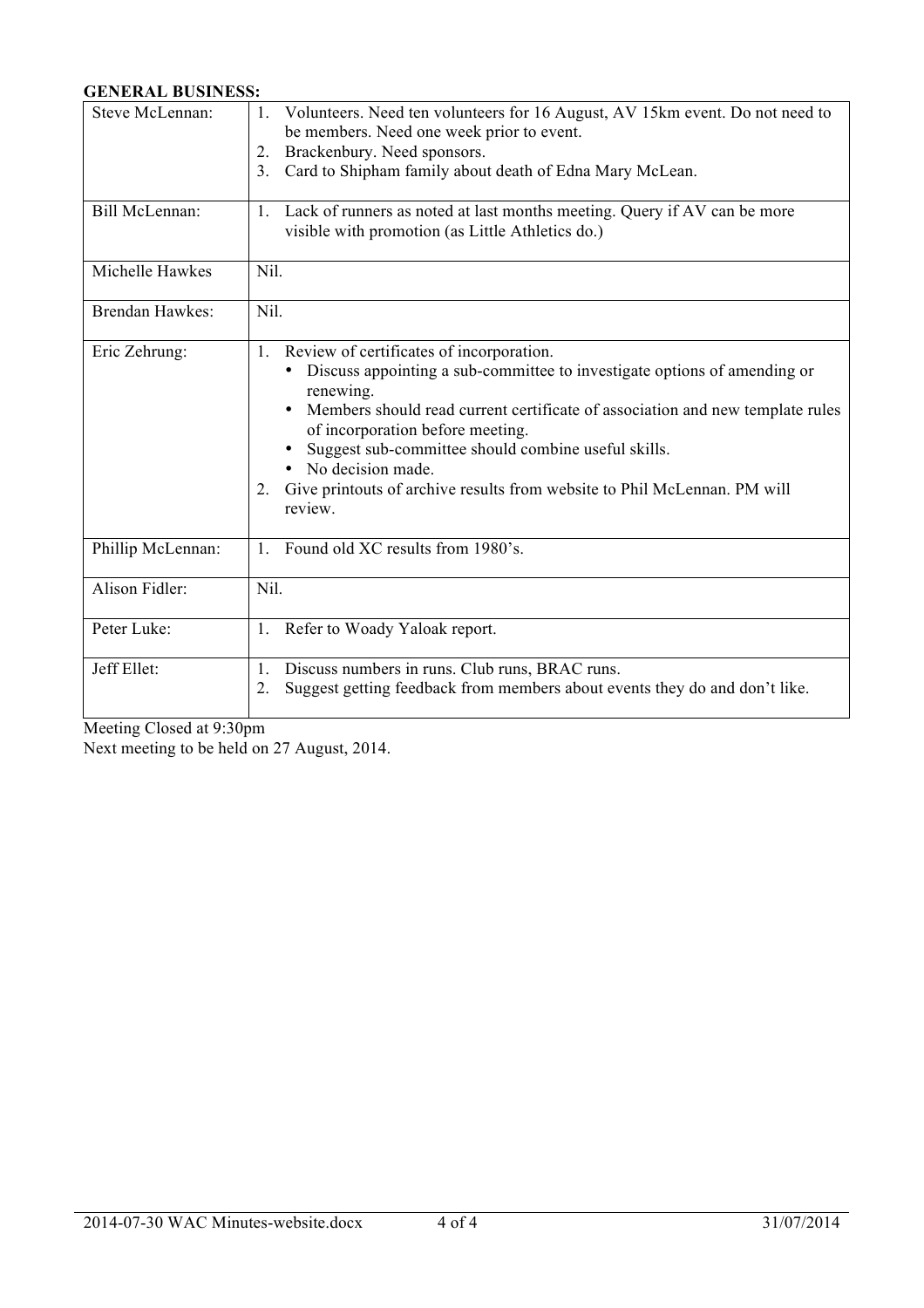**GENERAL BUSINESS:**

| | |
|---|---|
| Steve McLennan: | 1. Volunteers. Need ten volunteers for 16 August, AV 15km event. Do not need to be members. Need one week prior to event.<br>2. Brackenbury. Need sponsors.<br>3. Card to Shipham family about death of Edna Mary McLean. |
| Bill McLennan: | 1. Lack of runners as noted at last months meeting. Query if AV can be more visible with promotion (as Little Athletics do.) |
| Michelle Hawkes | Nil. |
| Brendan Hawkes: | Nil. |
| Eric Zehrung: | 1. Review of certificates of incorporation.<br>• Discuss appointing a sub-committee to investigate options of amending or renewing.<br>• Members should read current certificate of association and new template rules of incorporation before meeting.<br>• Suggest sub-committee should combine useful skills.<br>• No decision made.<br>2. Give printouts of archive results from website to Phil McLennan. PM will review. |
| Phillip McLennan: | 1. Found old XC results from 1980's. |
| Alison Fidler: | Nil. |
| Peter Luke: | 1. Refer to Woady Yaloak report. |
| Jeff Ellet: | 1. Discuss numbers in runs. Club runs, BRAC runs.<br>2. Suggest getting feedback from members about events they do and don't like. |

Meeting Closed at 9:30pm
Next meeting to be held on 27 August, 2014.